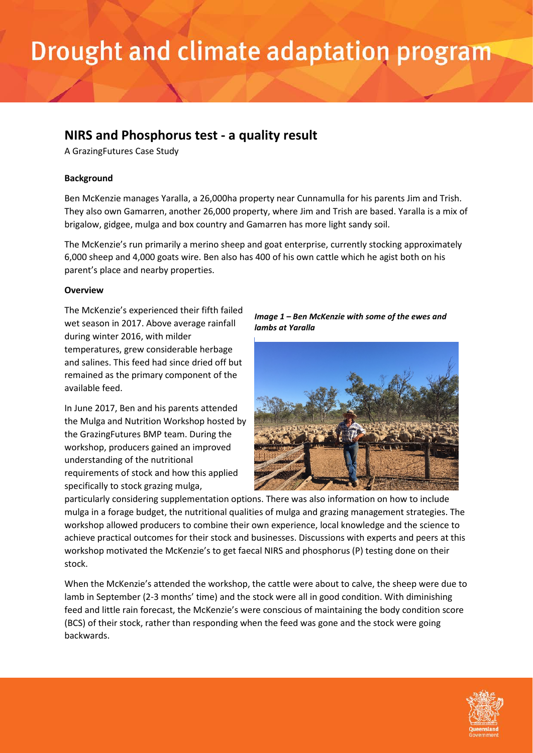# Drought and climate adaptation program

## NIRS and Phosphorus test - a quality result

A GrazingFutures Case Study

### Background

Ben McKenzie manages Yaralla, a 26,000ha property near Cunnamulla for his parents Jim and Trish. They also own Gamarren, another 26,000 property, where Jim and Trish are based. Yaralla is a mix of brigalow, gidgee, mulga and box country and Gamarren has more light sandy soil.

The McKenzie's run primarily a merino sheep and goat enterprise, currently stocking approximately 6,000 sheep and 4,000 goats wire. Ben also has 400 of his own cattle which he agist both on his parent's place and nearby properties.

### Overview

The McKenzie's experienced their fifth failed wet season in 2017. Above average rainfall during winter 2016, with milder temperatures, grew considerable herbage and salines. This feed had since dried off but remained as the primary component of the available feed.

*Image 1 – Ben McKenzie with some of the ewes and lambs at Yaralla*

In June 2017, Ben and his parents attended the Mulga and Nutrition Workshop hosted by the GrazingFutures BMP team. During the workshop, producers gained an improved understanding of the nutritional requirements of stock and how this applied specifically to stock grazing mulga, particularly considering supplementation options. There was also information on how to include mulga in a forage budget, the nutritional qualities of mulga and grazing management strategies. The workshop allowed producers to combine their own experience, local knowledge and the science to achieve practical outcomes for their stock and businesses. Discussions with experts and peers at this workshop motivated the McKenzie's to get faecal NIRS and phosphorus (P) testing done on their stock.

When the McKenzie's attended the workshop, the cattle were about to calve, the sheep were due to lamb in September (2-3 months' time) and the stock were all in good condition. With diminishing feed and little rain forecast, the McKenzie's were conscious of maintaining the body condition score (BCS) of their stock, rather than responding when the feed was gone and the stock were going backwards.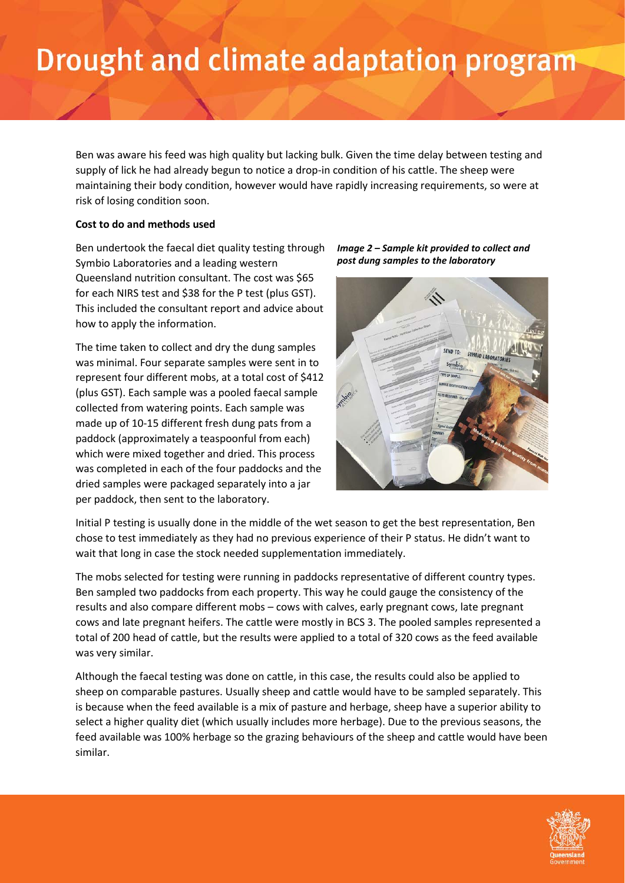Ben was aware his feed was high quality but lacking bulk. Given the time delay between testing and supply of lick he had already begun to notice a drop-in condition of his cattle. The sheep were maintaining their body condition, however would have rapidly increasing requirements, so were at risk of losing condition soon.

**Cost to do and methods used**

Ben undertook the faecal diet quality testing through Symbio Laboratories and a leading western Queensland nutrition consultant. The cost was $65 for each NIRS test and $38 for the P test (plus GST). This included the consultant report and advice about how to apply the information.

The time taken to collect and dry the dung samples was minimal. Four separate samples were sent in to represent four different mobs, at a total cost of $412 (plus GST). Each sample was a pooled faecal sample collected from watering points. Each sample was made up of 10-15 different fresh dung pats from a paddock (approximately a teaspoonful from each) which were mixed together and dried. This process was completed in each of the four paddocks and the dried samples were packaged separately into a jar per paddock, then sent to the laboratory.

***Image 2 – Sample kit provided to collect and post dung samples to the laboratory***

Initial P testing is usually done in the middle of the wet season to get the best representation, Ben chose to test immediately as they had no previous experience of their P status. He didn't want to wait that long in case the stock needed supplementation immediately.

The mobs selected for testing were running in paddocks representative of different country types. Ben sampled two paddocks from each property. This way he could gauge the consistency of the results and also compare different mobs – cows with calves, early pregnant cows, late pregnant cows and late pregnant heifers. The cattle were mostly in BCS 3. The pooled samples represented a total of 200 head of cattle, but the results were applied to a total of 320 cows as the feed available was very similar.

Although the faecal testing was done on cattle, in this case, the results could also be applied to sheep on comparable pastures. Usually sheep and cattle would have to be sampled separately. This is because when the feed available is a mix of pasture and herbage, sheep have a superior ability to select a higher quality diet (which usually includes more herbage). Due to the previous seasons, the feed available was 100% herbage so the grazing behaviours of the sheep and cattle would have been similar.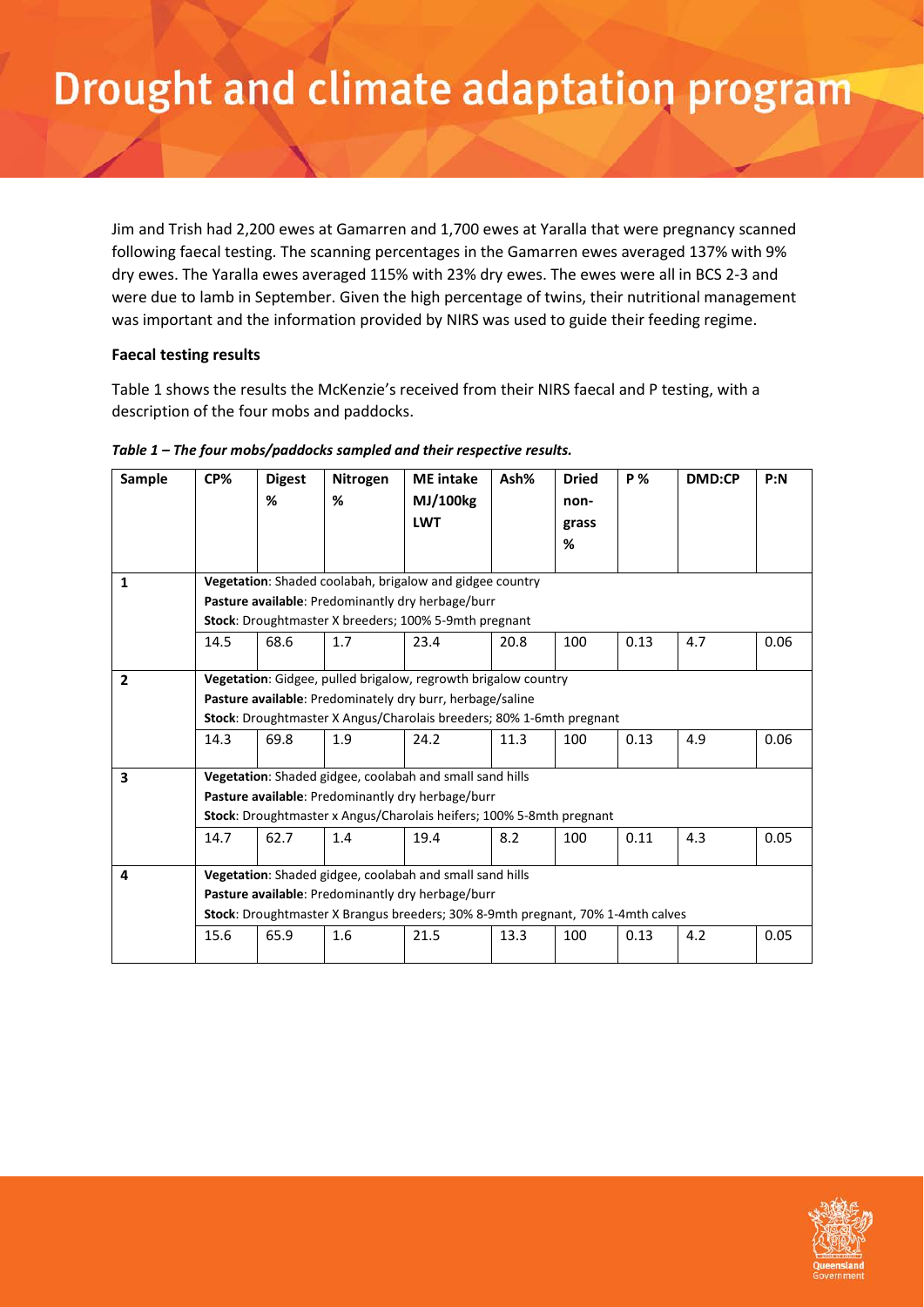Jim and Trish had 2,200 ewes at Gamarren and 1,700 ewes at Yaralla that were pregnancy scanned following faecal testing. The scanning percentages in the Gamarren ewes averaged 137% with 9% dry ewes. The Yaralla ewes averaged 115% with 23% dry ewes. The ewes were all in BCS 2-3 and were due to lamb in September. Given the high percentage of twins, their nutritional management was important and the information provided by NIRS was used to guide their feeding regime.

**Faecal testing results**

Table 1 shows the results the McKenzie's received from their NIRS faecal and P testing, with a description of the four mobs and paddocks.

***Table 1 – The four mobs/paddocks sampled and their respective results.***

| Sample | CP% | Digest % | Nitrogen % | ME intake MJ/100kg LWT | Ash% | Dried non-grass % | P % | DMD:CP | P:N |
|---|---|---|---|---|---|---|---|---|---|
| 1 | **Vegetation**: Shaded coolabah, brigalow and gidgee country<br>**Pasture available**: Predominantly dry herbage/burr<br>**Stock**: Droughtmaster X breeders; 100% 5-9mth pregnant | | | | | | | | |
| | 14.5 | 68.6 | 1.7 | 23.4 | 20.8 | 100 | 0.13 | 4.7 | 0.06 |
| 2 | **Vegetation**: Gidgee, pulled brigalow, regrowth brigalow country<br>**Pasture available**: Predominately dry burr, herbage/saline<br>**Stock**: Droughtmaster X Angus/Charolais breeders; 80% 1-6mth pregnant | | | | | | | | |
| | 14.3 | 69.8 | 1.9 | 24.2 | 11.3 | 100 | 0.13 | 4.9 | 0.06 |
| 3 | **Vegetation**: Shaded gidgee, coolabah and small sand hills<br>**Pasture available**: Predominantly dry herbage/burr<br>**Stock**: Droughtmaster x Angus/Charolais heifers; 100% 5-8mth pregnant | | | | | | | | |
| | 14.7 | 62.7 | 1.4 | 19.4 | 8.2 | 100 | 0.11 | 4.3 | 0.05 |
| 4 | **Vegetation**: Shaded gidgee, coolabah and small sand hills<br>**Pasture available**: Predominantly dry herbage/burr<br>**Stock**: Droughtmaster X Brangus breeders; 30% 8-9mth pregnant, 70% 1-4mth calves | | | | | | | | |
| | 15.6 | 65.9 | 1.6 | 21.5 | 13.3 | 100 | 0.13 | 4.2 | 0.05 |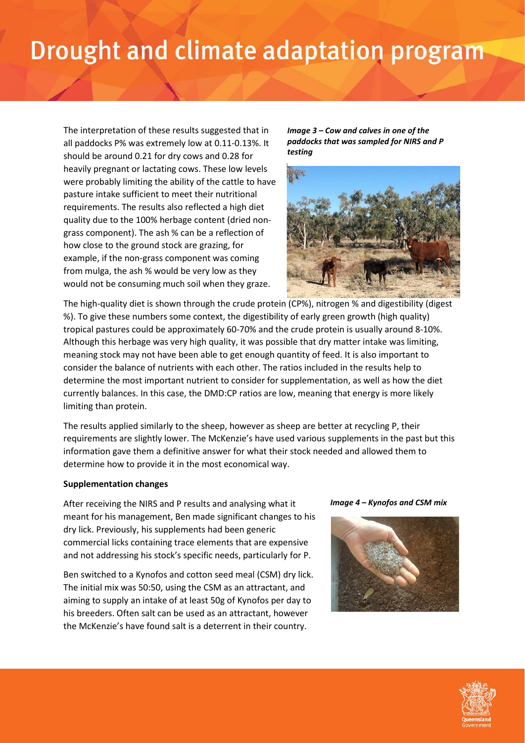The interpretation of these results suggested that in all paddocks P% was extremely low at 0.11-0.13%. It should be around 0.21 for dry cows and 0.28 for heavily pregnant or lactating cows. These low levels were probably limiting the ability of the cattle to have pasture intake sufficient to meet their nutritional requirements. The results also reflected a high diet quality due to the 100% herbage content (dried non-grass component). The ash % can be a reflection of how close to the ground stock are grazing, for example, if the non-grass component was coming from mulga, the ash % would be very low as they would not be consuming much soil when they graze.

***Image 3 – Cow and calves in one of the paddocks that was sampled for NIRS and P testing***

The high-quality diet is shown through the crude protein (CP%), nitrogen % and digestibility (digest %). To give these numbers some context, the digestibility of early green growth (high quality) tropical pastures could be approximately 60-70% and the crude protein is usually around 8-10%. Although this herbage was very high quality, it was possible that dry matter intake was limiting, meaning stock may not have been able to get enough quantity of feed. It is also important to consider the balance of nutrients with each other. The ratios included in the results help to determine the most important nutrient to consider for supplementation, as well as how the diet currently balances. In this case, the DMD:CP ratios are low, meaning that energy is more likely limiting than protein.

The results applied similarly to the sheep, however as sheep are better at recycling P, their requirements are slightly lower. The McKenzie's have used various supplements in the past but this information gave them a definitive answer for what their stock needed and allowed them to determine how to provide it in the most economical way.

**Supplementation changes**

After receiving the NIRS and P results and analysing what it meant for his management, Ben made significant changes to his dry lick. Previously, his supplements had been generic commercial licks containing trace elements that are expensive and not addressing his stock's specific needs, particularly for P.

Ben switched to a Kynofos and cotton seed meal (CSM) dry lick. The initial mix was 50:50, using the CSM as an attractant, and aiming to supply an intake of at least 50g of Kynofos per day to his breeders. Often salt can be used as an attractant, however the McKenzie's have found salt is a deterrent in their country.

***Image 4 – Kynofos and CSM mix***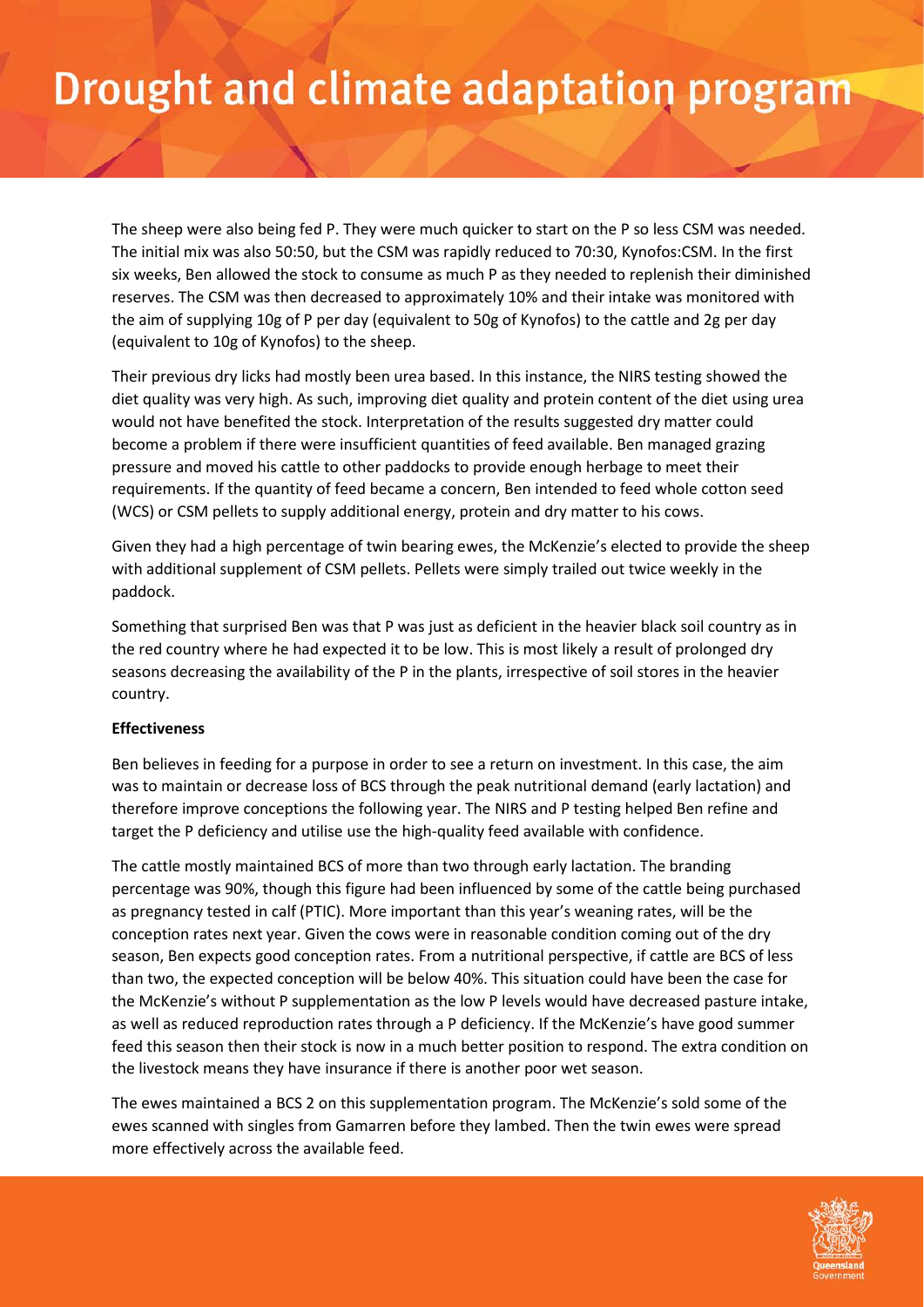The sheep were also being fed P. They were much quicker to start on the P so less CSM was needed. The initial mix was also 50:50, but the CSM was rapidly reduced to 70:30, Kynofos:CSM. In the first six weeks, Ben allowed the stock to consume as much P as they needed to replenish their diminished reserves. The CSM was then decreased to approximately 10% and their intake was monitored with the aim of supplying 10g of P per day (equivalent to 50g of Kynofos) to the cattle and 2g per day (equivalent to 10g of Kynofos) to the sheep.

Their previous dry licks had mostly been urea based. In this instance, the NIRS testing showed the diet quality was very high. As such, improving diet quality and protein content of the diet using urea would not have benefited the stock. Interpretation of the results suggested dry matter could become a problem if there were insufficient quantities of feed available. Ben managed grazing pressure and moved his cattle to other paddocks to provide enough herbage to meet their requirements. If the quantity of feed became a concern, Ben intended to feed whole cotton seed (WCS) or CSM pellets to supply additional energy, protein and dry matter to his cows.

Given they had a high percentage of twin bearing ewes, the McKenzie's elected to provide the sheep with additional supplement of CSM pellets. Pellets were simply trailed out twice weekly in the paddock.

Something that surprised Ben was that P was just as deficient in the heavier black soil country as in the red country where he had expected it to be low. This is most likely a result of prolonged dry seasons decreasing the availability of the P in the plants, irrespective of soil stores in the heavier country.

**Effectiveness**

Ben believes in feeding for a purpose in order to see a return on investment. In this case, the aim was to maintain or decrease loss of BCS through the peak nutritional demand (early lactation) and therefore improve conceptions the following year. The NIRS and P testing helped Ben refine and target the P deficiency and utilise use the high-quality feed available with confidence.

The cattle mostly maintained BCS of more than two through early lactation. The branding percentage was 90%, though this figure had been influenced by some of the cattle being purchased as pregnancy tested in calf (PTIC). More important than this year's weaning rates, will be the conception rates next year. Given the cows were in reasonable condition coming out of the dry season, Ben expects good conception rates. From a nutritional perspective, if cattle are BCS of less than two, the expected conception will be below 40%. This situation could have been the case for the McKenzie's without P supplementation as the low P levels would have decreased pasture intake, as well as reduced reproduction rates through a P deficiency. If the McKenzie's have good summer feed this season then their stock is now in a much better position to respond. The extra condition on the livestock means they have insurance if there is another poor wet season.

The ewes maintained a BCS 2 on this supplementation program. The McKenzie's sold some of the ewes scanned with singles from Gamarren before they lambed. Then the twin ewes were spread more effectively across the available feed.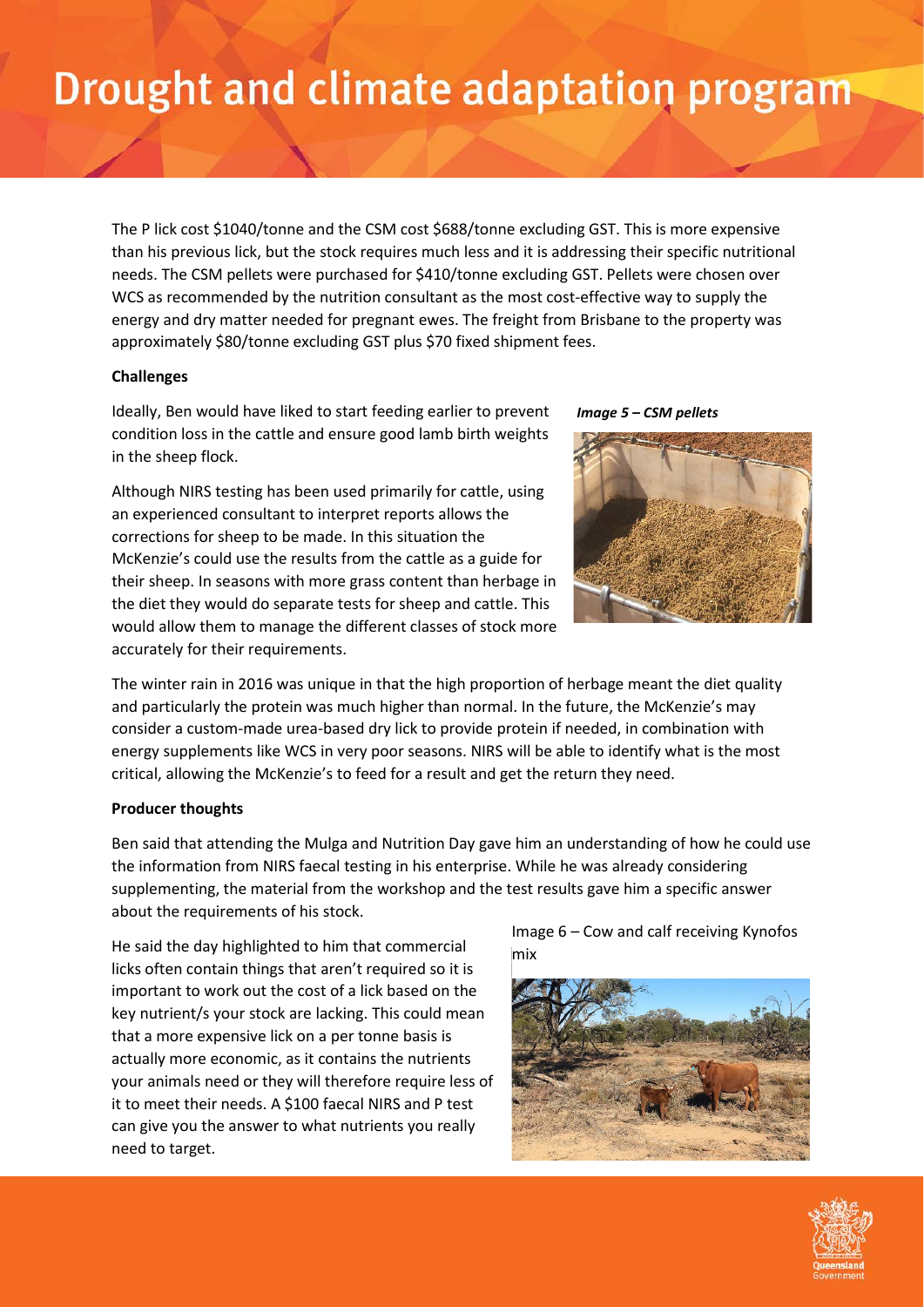The P lick cost $1040/tonne and the CSM cost $688/tonne excluding GST. This is more expensive than his previous lick, but the stock requires much less and it is addressing their specific nutritional needs. The CSM pellets were purchased for $410/tonne excluding GST. Pellets were chosen over WCS as recommended by the nutrition consultant as the most cost-effective way to supply the energy and dry matter needed for pregnant ewes. The freight from Brisbane to the property was approximately $80/tonne excluding GST plus $70 fixed shipment fees.

**Challenges**

Ideally, Ben would have liked to start feeding earlier to prevent condition loss in the cattle and ensure good lamb birth weights in the sheep flock.

***Image 5 – CSM pellets***

Although NIRS testing has been used primarily for cattle, using an experienced consultant to interpret reports allows the corrections for sheep to be made. In this situation the McKenzie's could use the results from the cattle as a guide for their sheep. In seasons with more grass content than herbage in the diet they would do separate tests for sheep and cattle. This would allow them to manage the different classes of stock more accurately for their requirements.

The winter rain in 2016 was unique in that the high proportion of herbage meant the diet quality and particularly the protein was much higher than normal. In the future, the McKenzie's may consider a custom-made urea-based dry lick to provide protein if needed, in combination with energy supplements like WCS in very poor seasons. NIRS will be able to identify what is the most critical, allowing the McKenzie's to feed for a result and get the return they need.

**Producer thoughts**

Ben said that attending the Mulga and Nutrition Day gave him an understanding of how he could use the information from NIRS faecal testing in his enterprise. While he was already considering supplementing, the material from the workshop and the test results gave him a specific answer about the requirements of his stock.

He said the day highlighted to him that commercial licks often contain things that aren't required so it is important to work out the cost of a lick based on the key nutrient/s your stock are lacking. This could mean that a more expensive lick on a per tonne basis is actually more economic, as it contains the nutrients your animals need or they will therefore require less of it to meet their needs. A $100 faecal NIRS and P test can give you the answer to what nutrients you really need to target.

Image 6 – Cow and calf receiving Kynofos mix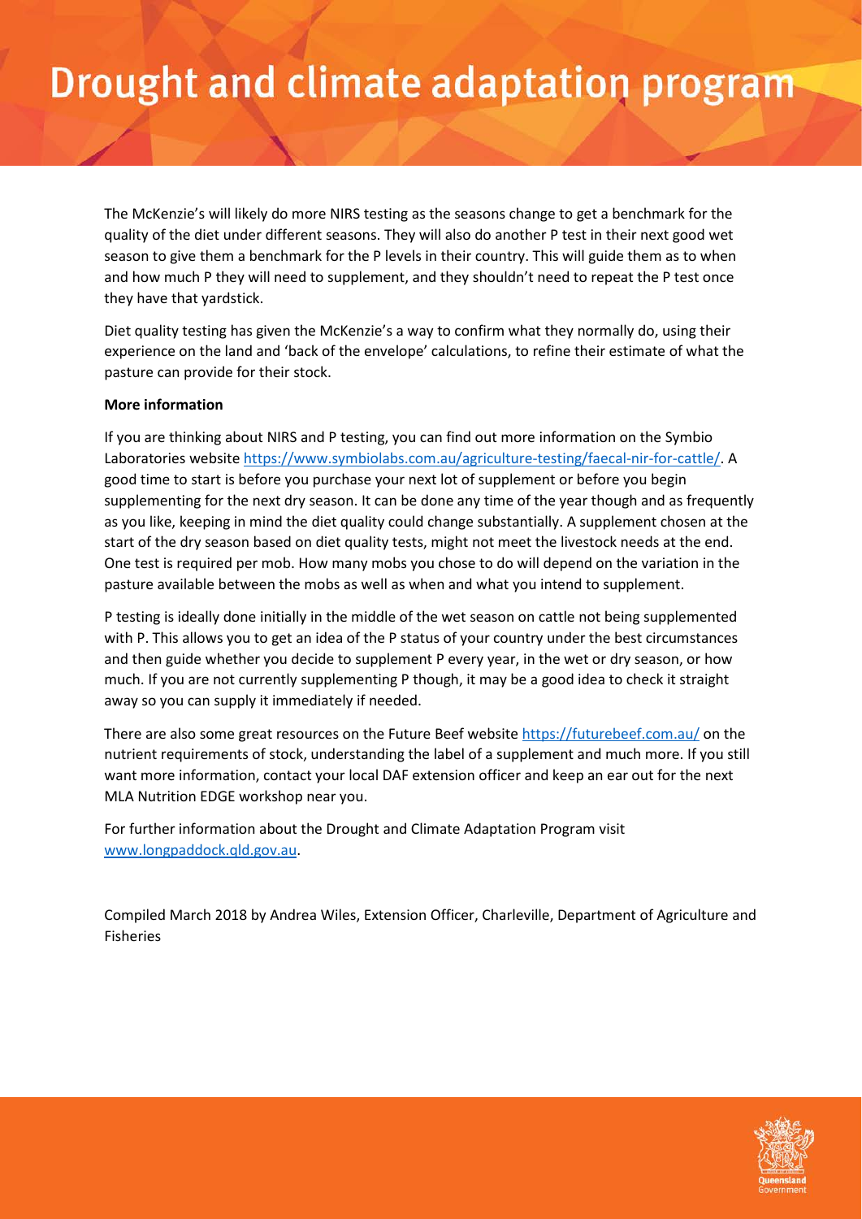The McKenzie's will likely do more NIRS testing as the seasons change to get a benchmark for the quality of the diet under different seasons. They will also do another P test in their next good wet season to give them a benchmark for the P levels in their country. This will guide them as to when and how much P they will need to supplement, and they shouldn't need to repeat the P test once they have that yardstick.

Diet quality testing has given the McKenzie's a way to confirm what they normally do, using their experience on the land and 'back of the envelope' calculations, to refine their estimate of what the pasture can provide for their stock.

**More information**

If you are thinking about NIRS and P testing, you can find out more information on the Symbio Laboratories website https://www.symbiolabs.com.au/agriculture-testing/faecal-nir-for-cattle/. A good time to start is before you purchase your next lot of supplement or before you begin supplementing for the next dry season. It can be done any time of the year though and as frequently as you like, keeping in mind the diet quality could change substantially. A supplement chosen at the start of the dry season based on diet quality tests, might not meet the livestock needs at the end. One test is required per mob. How many mobs you chose to do will depend on the variation in the pasture available between the mobs as well as when and what you intend to supplement.

P testing is ideally done initially in the middle of the wet season on cattle not being supplemented with P. This allows you to get an idea of the P status of your country under the best circumstances and then guide whether you decide to supplement P every year, in the wet or dry season, or how much. If you are not currently supplementing P though, it may be a good idea to check it straight away so you can supply it immediately if needed.

There are also some great resources on the Future Beef website https://futurebeef.com.au/ on the nutrient requirements of stock, understanding the label of a supplement and much more. If you still want more information, contact your local DAF extension officer and keep an ear out for the next MLA Nutrition EDGE workshop near you.

For further information about the Drought and Climate Adaptation Program visit www.longpaddock.qld.gov.au.

Compiled March 2018 by Andrea Wiles, Extension Officer, Charleville, Department of Agriculture and Fisheries